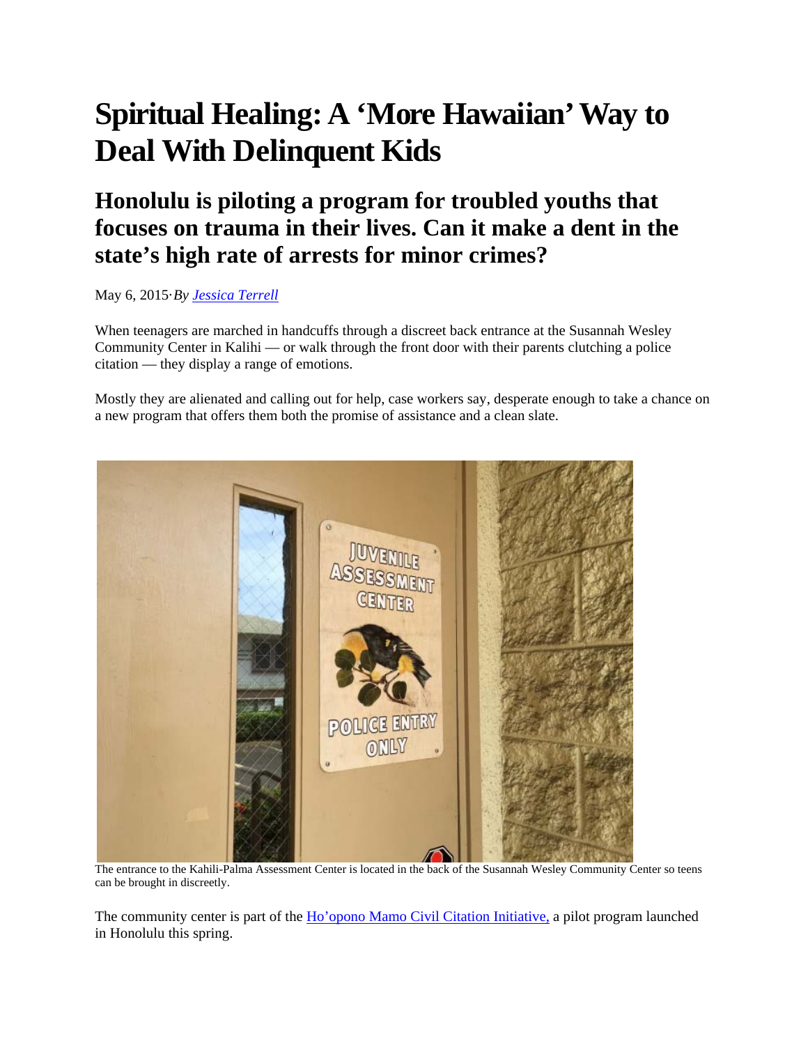# Spiritual Healing: A 'More Hawaiian' Way to Deal With Delinquent Kids

## Honolulu is piloting a program for troubled youths that focuses on trauma in their lives. Can it make a dent in the state's high rate of arrests for minor crimes?

May 6, 2015·*By Jessica Terrell*

When teenagers are marched in handcuffs through a discreet back entrance at the Susannah Wesley Community Center in Kalihi — or walk through the front door with their parents clutching a police citation — they display a range of emotions.

Mostly they are alienated and calling out for help, case workers say, desperate enough to take a chance on a new program that offers them both the promise of assistance and a clean slate.

The entrance to the Kahili-Palma Assessment Center is located in the back of the Susannah Wesley Community Center so teens can be brought in discreetly.

The community center is part of the Ho'opono Mamo Civil Citation Initiative, a pilot program launched in Honolulu this spring.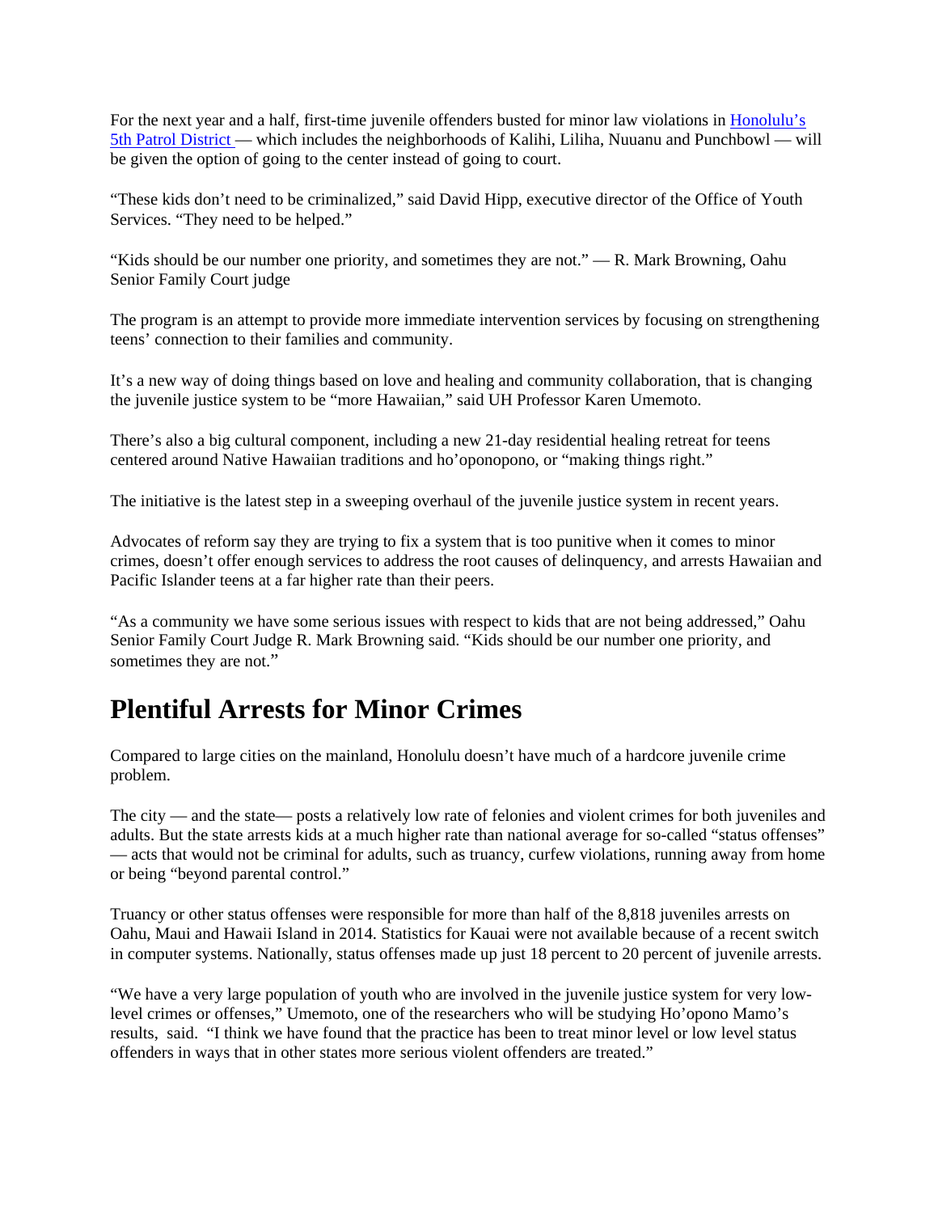For the next year and a half, first-time juvenile offenders busted for minor law violations in [Honolulu's 5th Patrol District](#) — which includes the neighborhoods of Kalihi, Liliha, Nuuanu and Punchbowl — will be given the option of going to the center instead of going to court.

"These kids don't need to be criminalized," said David Hipp, executive director of the Office of Youth Services. "They need to be helped."

"Kids should be our number one priority, and sometimes they are not." — R. Mark Browning, Oahu Senior Family Court judge

The program is an attempt to provide more immediate intervention services by focusing on strengthening teens' connection to their families and community.

It's a new way of doing things based on love and healing and community collaboration, that is changing the juvenile justice system to be "more Hawaiian," said UH Professor Karen Umemoto.

There's also a big cultural component, including a new 21-day residential healing retreat for teens centered around Native Hawaiian traditions and ho'oponopono, or "making things right."

The initiative is the latest step in a sweeping overhaul of the juvenile justice system in recent years.

Advocates of reform say they are trying to fix a system that is too punitive when it comes to minor crimes, doesn't offer enough services to address the root causes of delinquency, and arrests Hawaiian and Pacific Islander teens at a far higher rate than their peers.

"As a community we have some serious issues with respect to kids that are not being addressed," Oahu Senior Family Court Judge R. Mark Browning said. "Kids should be our number one priority, and sometimes they are not."

## Plentiful Arrests for Minor Crimes

Compared to large cities on the mainland, Honolulu doesn't have much of a hardcore juvenile crime problem.

The city — and the state— posts a relatively low rate of felonies and violent crimes for both juveniles and adults. But the state arrests kids at a much higher rate than national average for so-called "status offenses" — acts that would not be criminal for adults, such as truancy, curfew violations, running away from home or being "beyond parental control."

Truancy or other status offenses were responsible for more than half of the 8,818 juveniles arrests on Oahu, Maui and Hawaii Island in 2014. Statistics for Kauai were not available because of a recent switch in computer systems. Nationally, status offenses made up just 18 percent to 20 percent of juvenile arrests.

"We have a very large population of youth who are involved in the juvenile justice system for very low-level crimes or offenses," Umemoto, one of the researchers who will be studying Ho'opono Mamo's results, said. "I think we have found that the practice has been to treat minor level or low level status offenders in ways that in other states more serious violent offenders are treated."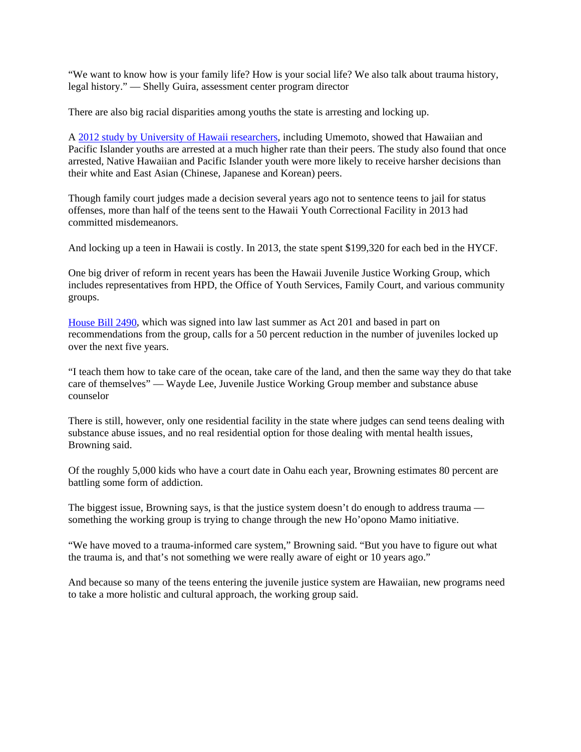"We want to know how is your family life? How is your social life? We also talk about trauma history, legal history." — Shelly Guira, assessment center program director

There are also big racial disparities among youths the state is arresting and locking up.

A [2012 study by University of Hawaii researchers](), including Umemoto, showed that Hawaiian and Pacific Islander youths are arrested at a much higher rate than their peers. The study also found that once arrested, Native Hawaiian and Pacific Islander youth were more likely to receive harsher decisions than their white and East Asian (Chinese, Japanese and Korean) peers.

Though family court judges made a decision several years ago not to sentence teens to jail for status offenses, more than half of the teens sent to the Hawaii Youth Correctional Facility in 2013 had committed misdemeanors.

And locking up a teen in Hawaii is costly. In 2013, the state spent $199,320 for each bed in the HYCF.

One big driver of reform in recent years has been the Hawaii Juvenile Justice Working Group, which includes representatives from HPD, the Office of Youth Services, Family Court, and various community groups.

[House Bill 2490](), which was signed into law last summer as Act 201 and based in part on recommendations from the group, calls for a 50 percent reduction in the number of juveniles locked up over the next five years.

"I teach them how to take care of the ocean, take care of the land, and then the same way they do that take care of themselves" — Wayde Lee, Juvenile Justice Working Group member and substance abuse counselor

There is still, however, only one residential facility in the state where judges can send teens dealing with substance abuse issues, and no real residential option for those dealing with mental health issues, Browning said.

Of the roughly 5,000 kids who have a court date in Oahu each year, Browning estimates 80 percent are battling some form of addiction.

The biggest issue, Browning says, is that the justice system doesn't do enough to address trauma — something the working group is trying to change through the new Ho'opono Mamo initiative.

"We have moved to a trauma-informed care system," Browning said. "But you have to figure out what the trauma is, and that's not something we were really aware of eight or 10 years ago."

And because so many of the teens entering the juvenile justice system are Hawaiian, new programs need to take a more holistic and cultural approach, the working group said.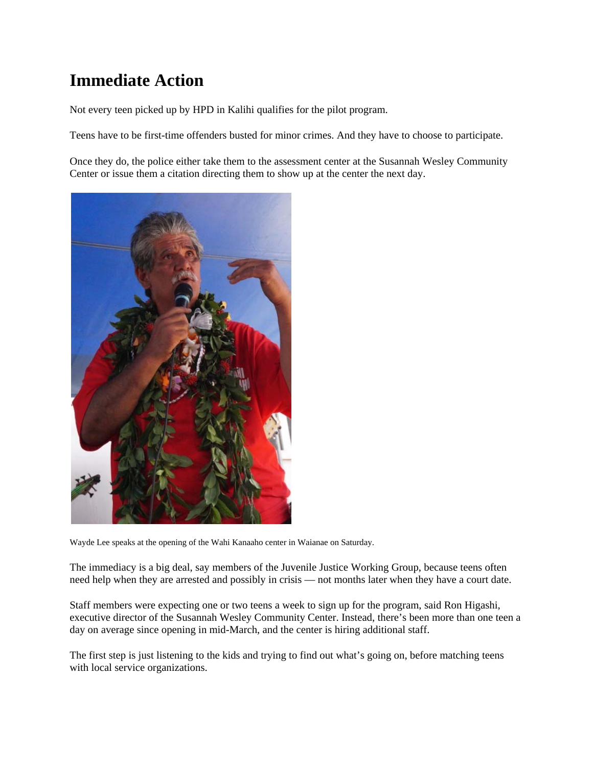# Immediate Action

Not every teen picked up by HPD in Kalihi qualifies for the pilot program.

Teens have to be first-time offenders busted for minor crimes. And they have to choose to participate.

Once they do, the police either take them to the assessment center at the Susannah Wesley Community Center or issue them a citation directing them to show up at the center the next day.

Wayde Lee speaks at the opening of the Wahi Kanaaho center in Waianae on Saturday.

The immediacy is a big deal, say members of the Juvenile Justice Working Group, because teens often need help when they are arrested and possibly in crisis — not months later when they have a court date.

Staff members were expecting one or two teens a week to sign up for the program, said Ron Higashi, executive director of the Susannah Wesley Community Center. Instead, there's been more than one teen a day on average since opening in mid-March, and the center is hiring additional staff.

The first step is just listening to the kids and trying to find out what's going on, before matching teens with local service organizations.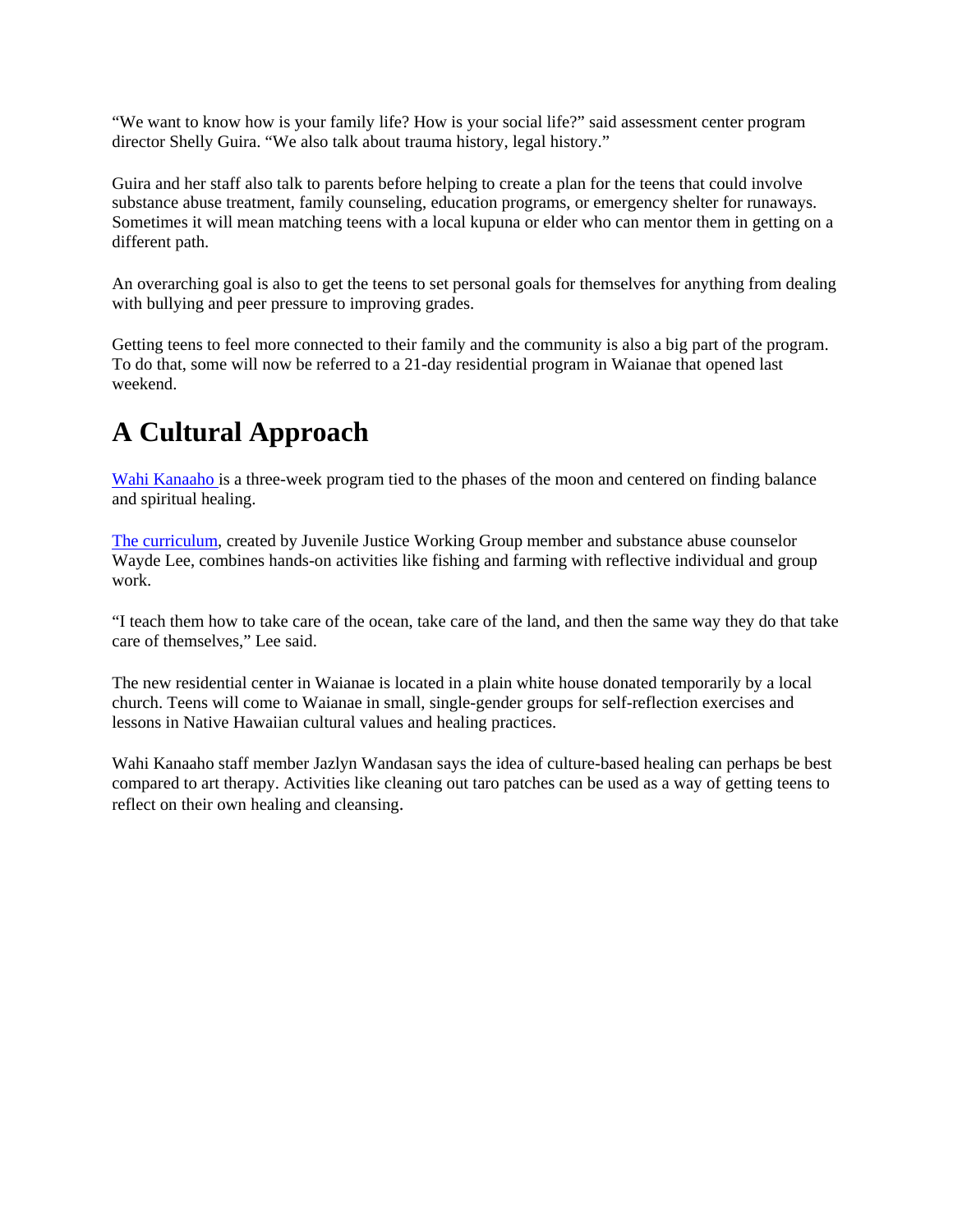"We want to know how is your family life? How is your social life?" said assessment center program director Shelly Guira. "We also talk about trauma history, legal history."

Guira and her staff also talk to parents before helping to create a plan for the teens that could involve substance abuse treatment, family counseling, education programs, or emergency shelter for runaways. Sometimes it will mean matching teens with a local kupuna or elder who can mentor them in getting on a different path.

An overarching goal is also to get the teens to set personal goals for themselves for anything from dealing with bullying and peer pressure to improving grades.

Getting teens to feel more connected to their family and the community is also a big part of the program. To do that, some will now be referred to a 21-day residential program in Waianae that opened last weekend.

# A Cultural Approach

Wahi Kanaaho is a three-week program tied to the phases of the moon and centered on finding balance and spiritual healing.

The curriculum, created by Juvenile Justice Working Group member and substance abuse counselor Wayde Lee, combines hands-on activities like fishing and farming with reflective individual and group work.

"I teach them how to take care of the ocean, take care of the land, and then the same way they do that take care of themselves," Lee said.

The new residential center in Waianae is located in a plain white house donated temporarily by a local church. Teens will come to Waianae in small, single-gender groups for self-reflection exercises and lessons in Native Hawaiian cultural values and healing practices.

Wahi Kanaaho staff member Jazlyn Wandasan says the idea of culture-based healing can perhaps be best compared to art therapy. Activities like cleaning out taro patches can be used as a way of getting teens to reflect on their own healing and cleansing.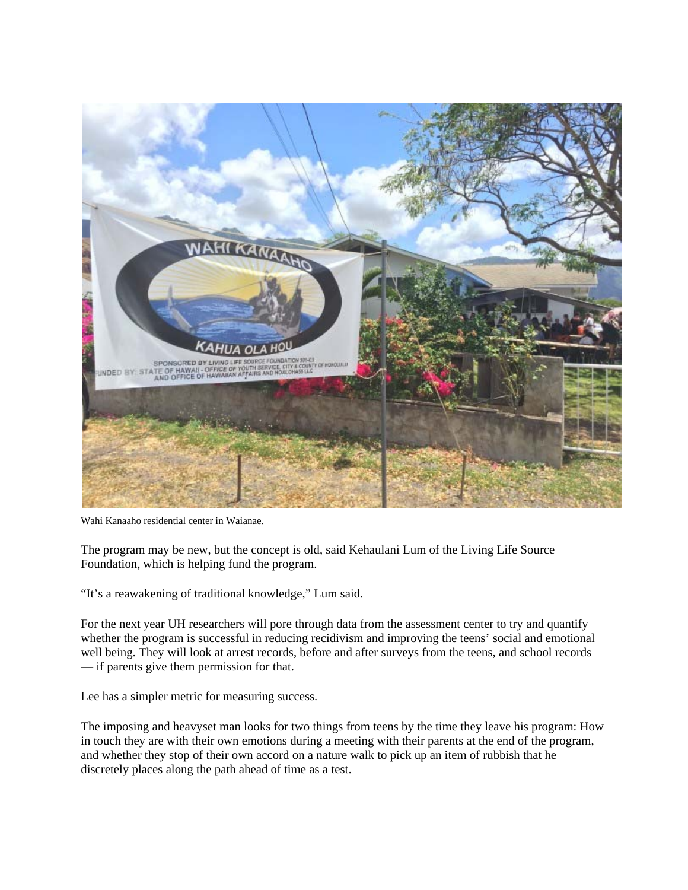Wahi Kanaaho residential center in Waianae.

The program may be new, but the concept is old, said Kehaulani Lum of the Living Life Source Foundation, which is helping fund the program.

"It's a reawakening of traditional knowledge," Lum said.

For the next year UH researchers will pore through data from the assessment center to try and quantify whether the program is successful in reducing recidivism and improving the teens' social and emotional well being. They will look at arrest records, before and after surveys from the teens, and school records — if parents give them permission for that.

Lee has a simpler metric for measuring success.

The imposing and heavyset man looks for two things from teens by the time they leave his program: How in touch they are with their own emotions during a meeting with their parents at the end of the program, and whether they stop of their own accord on a nature walk to pick up an item of rubbish that he discretely places along the path ahead of time as a test.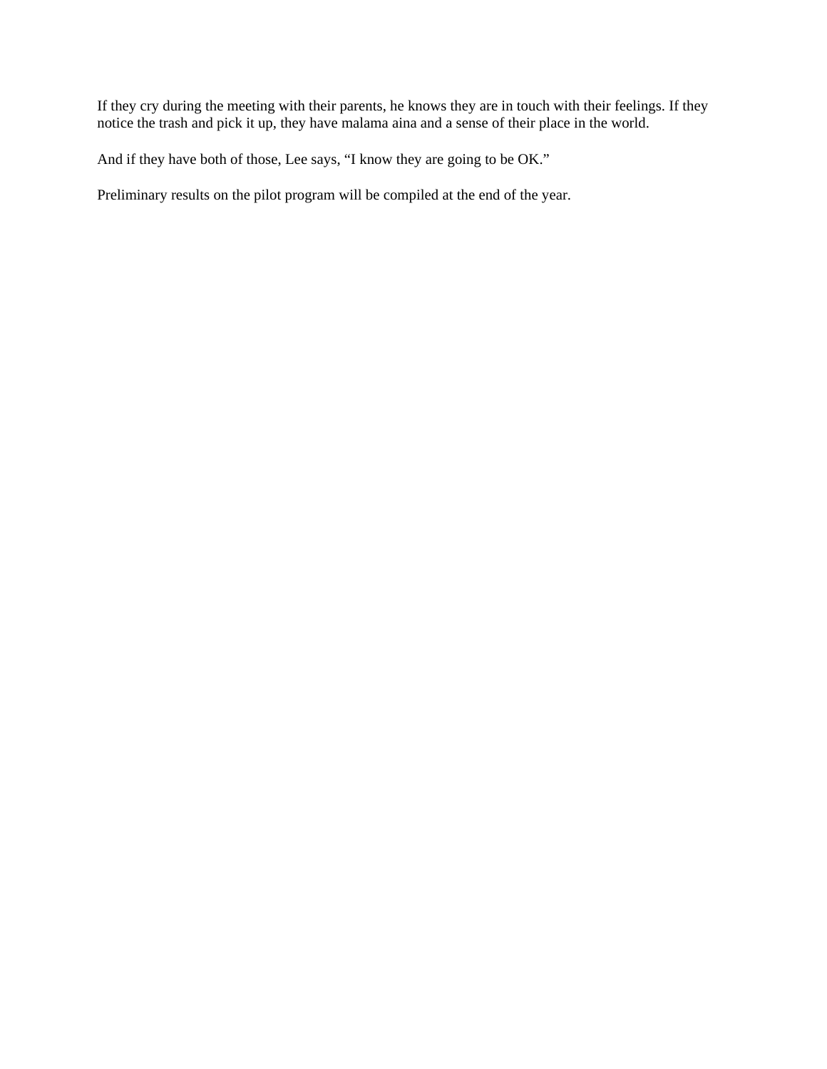If they cry during the meeting with their parents, he knows they are in touch with their feelings. If they notice the trash and pick it up, they have malama aina and a sense of their place in the world.

And if they have both of those, Lee says, “I know they are going to be OK.”

Preliminary results on the pilot program will be compiled at the end of the year.